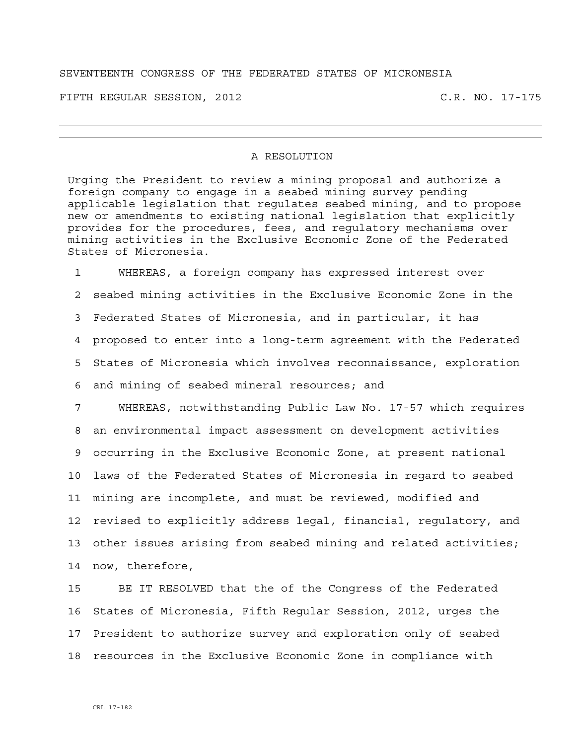SEVENTEENTH CONGRESS OF THE FEDERATED STATES OF MICRONESIA

FIFTH REGULAR SESSION, 2012 C.R. NO. 17-175

---

## A RESOLUTION

Urging the President to review a mining proposal and authorize a foreign company to engage in a seabed mining survey pending applicable legislation that regulates seabed mining, and to propose new or amendments to existing national legislation that explicitly provides for the procedures, fees, and regulatory mechanisms over mining activities in the Exclusive Economic Zone of the Federated States of Micronesia.

1 WHEREAS, a foreign company has expressed interest over
2 seabed mining activities in the Exclusive Economic Zone in the
3 Federated States of Micronesia, and in particular, it has
4 proposed to enter into a long-term agreement with the Federated
5 States of Micronesia which involves reconnaissance, exploration
6 and mining of seabed mineral resources; and

7 WHEREAS, notwithstanding Public Law No. 17-57 which requires
8 an environmental impact assessment on development activities
9 occurring in the Exclusive Economic Zone, at present national
10 laws of the Federated States of Micronesia in regard to seabed
11 mining are incomplete, and must be reviewed, modified and
12 revised to explicitly address legal, financial, regulatory, and
13 other issues arising from seabed mining and related activities;
14 now, therefore,

15 BE IT RESOLVED that the of the Congress of the Federated
16 States of Micronesia, Fifth Regular Session, 2012, urges the
17 President to authorize survey and exploration only of seabed
18 resources in the Exclusive Economic Zone in compliance with

CRL 17-182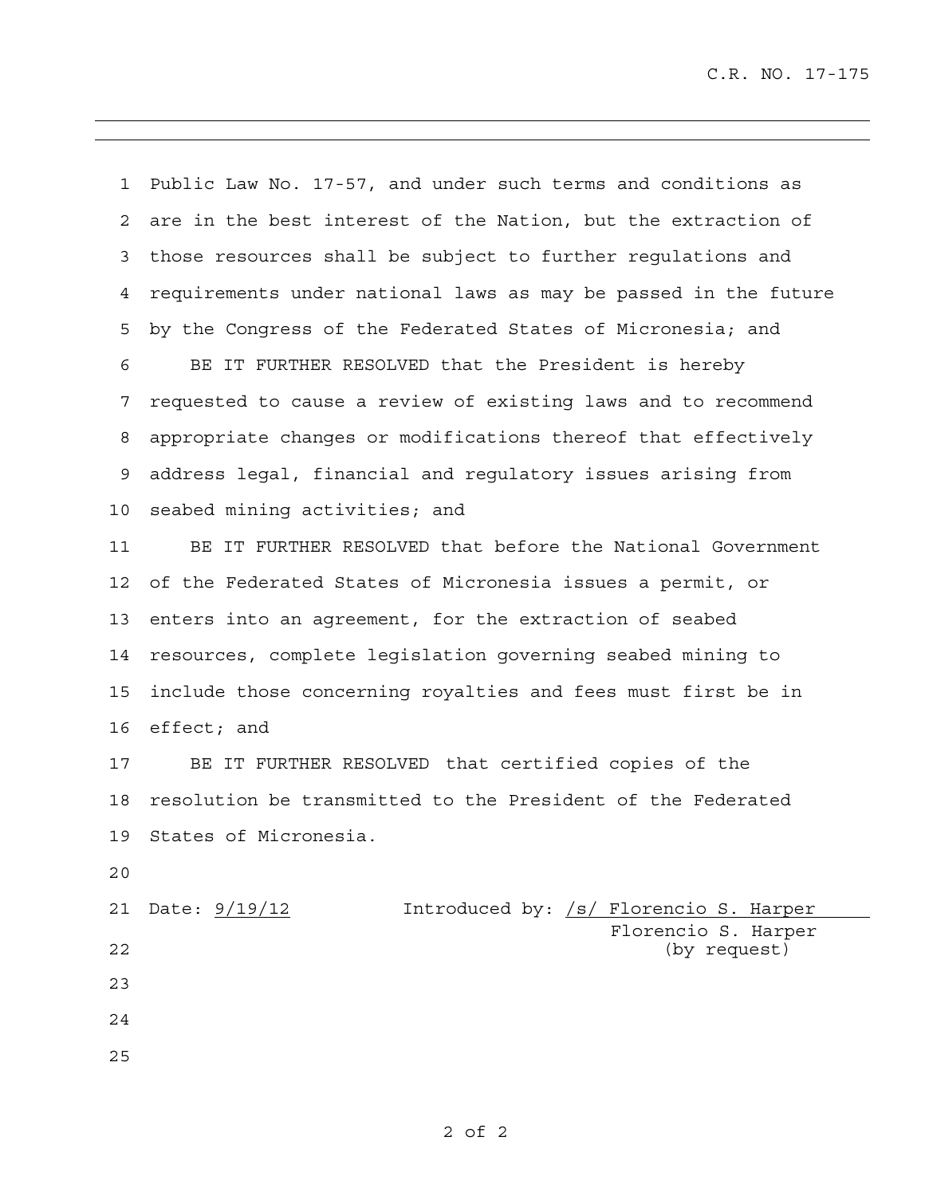Public Law No. 17-57, and under such terms and conditions as are in the best interest of the Nation, but the extraction of those resources shall be subject to further regulations and requirements under national laws as may be passed in the future by the Congress of the Federated States of Micronesia; and

BE IT FURTHER RESOLVED that the President is hereby requested to cause a review of existing laws and to recommend appropriate changes or modifications thereof that effectively address legal, financial and regulatory issues arising from seabed mining activities; and

BE IT FURTHER RESOLVED that before the National Government of the Federated States of Micronesia issues a permit, or enters into an agreement, for the extraction of seabed resources, complete legislation governing seabed mining to include those concerning royalties and fees must first be in effect; and

BE IT FURTHER RESOLVED that certified copies of the resolution be transmitted to the President of the Federated States of Micronesia.

Date: 9/19/12

Introduced by: /s/ Florencio S. Harper
Florencio S. Harper
(by request)